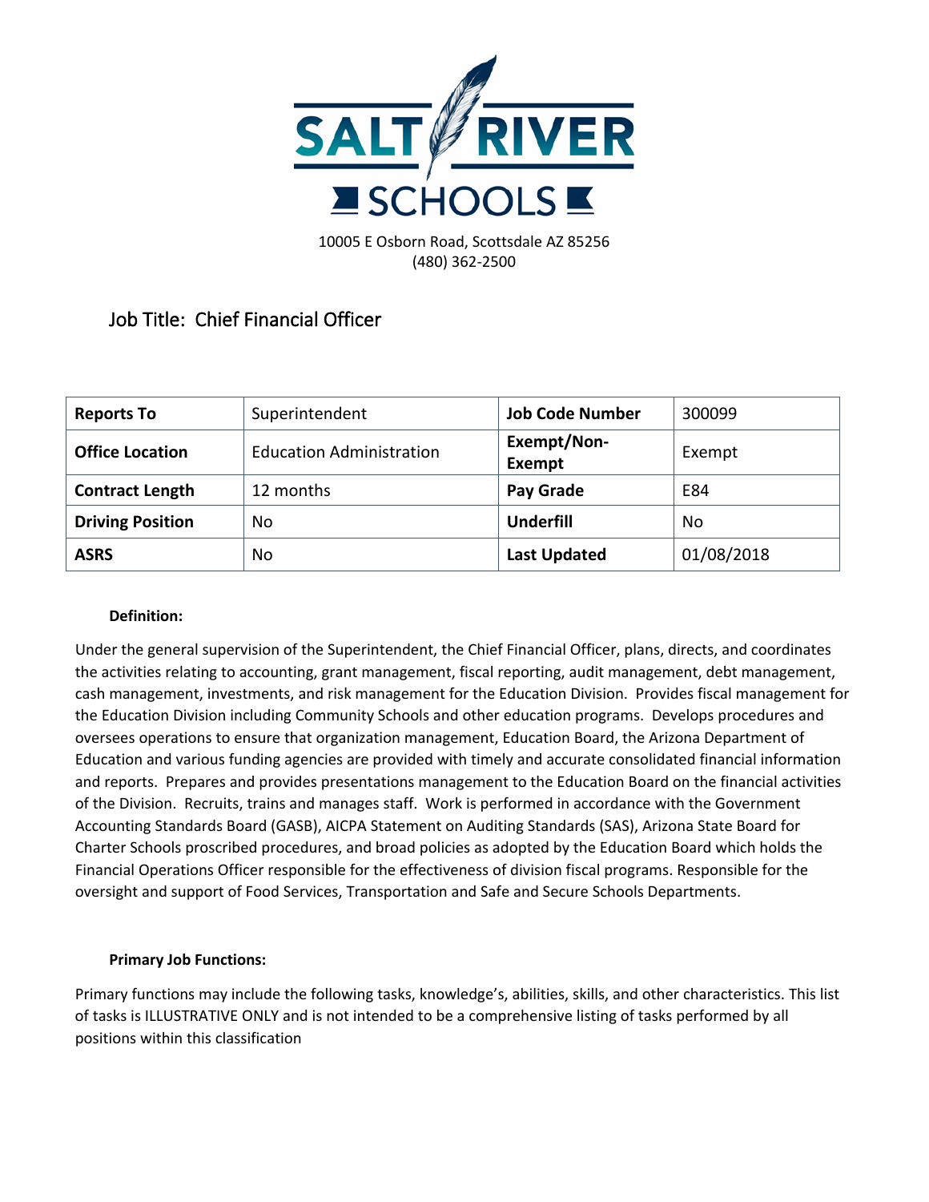# SALT RIVER SCHOOLS

10005 E Osborn Road, Scottsdale AZ 85256
(480) 362-2500

## Job Title: Chief Financial Officer

| **Reports To** | Superintendent | **Job Code Number** | 300099 |
|---|---|---|---|
| **Office Location** | Education Administration | **Exempt/Non-Exempt** | Exempt |
| **Contract Length** | 12 months | **Pay Grade** | E84 |
| **Driving Position** | No | **Underfill** | No |
| **ASRS** | No | **Last Updated** | 01/08/2018 |

**Definition:**

Under the general supervision of the Superintendent, the Chief Financial Officer, plans, directs, and coordinates the activities relating to accounting, grant management, fiscal reporting, audit management, debt management, cash management, investments, and risk management for the Education Division. Provides fiscal management for the Education Division including Community Schools and other education programs. Develops procedures and oversees operations to ensure that organization management, Education Board, the Arizona Department of Education and various funding agencies are provided with timely and accurate consolidated financial information and reports. Prepares and provides presentations management to the Education Board on the financial activities of the Division. Recruits, trains and manages staff. Work is performed in accordance with the Government Accounting Standards Board (GASB), AICPA Statement on Auditing Standards (SAS), Arizona State Board for Charter Schools proscribed procedures, and broad policies as adopted by the Education Board which holds the Financial Operations Officer responsible for the effectiveness of division fiscal programs. Responsible for the oversight and support of Food Services, Transportation and Safe and Secure Schools Departments.

**Primary Job Functions:**

Primary functions may include the following tasks, knowledge's, abilities, skills, and other characteristics. This list of tasks is ILLUSTRATIVE ONLY and is not intended to be a comprehensive listing of tasks performed by all positions within this classification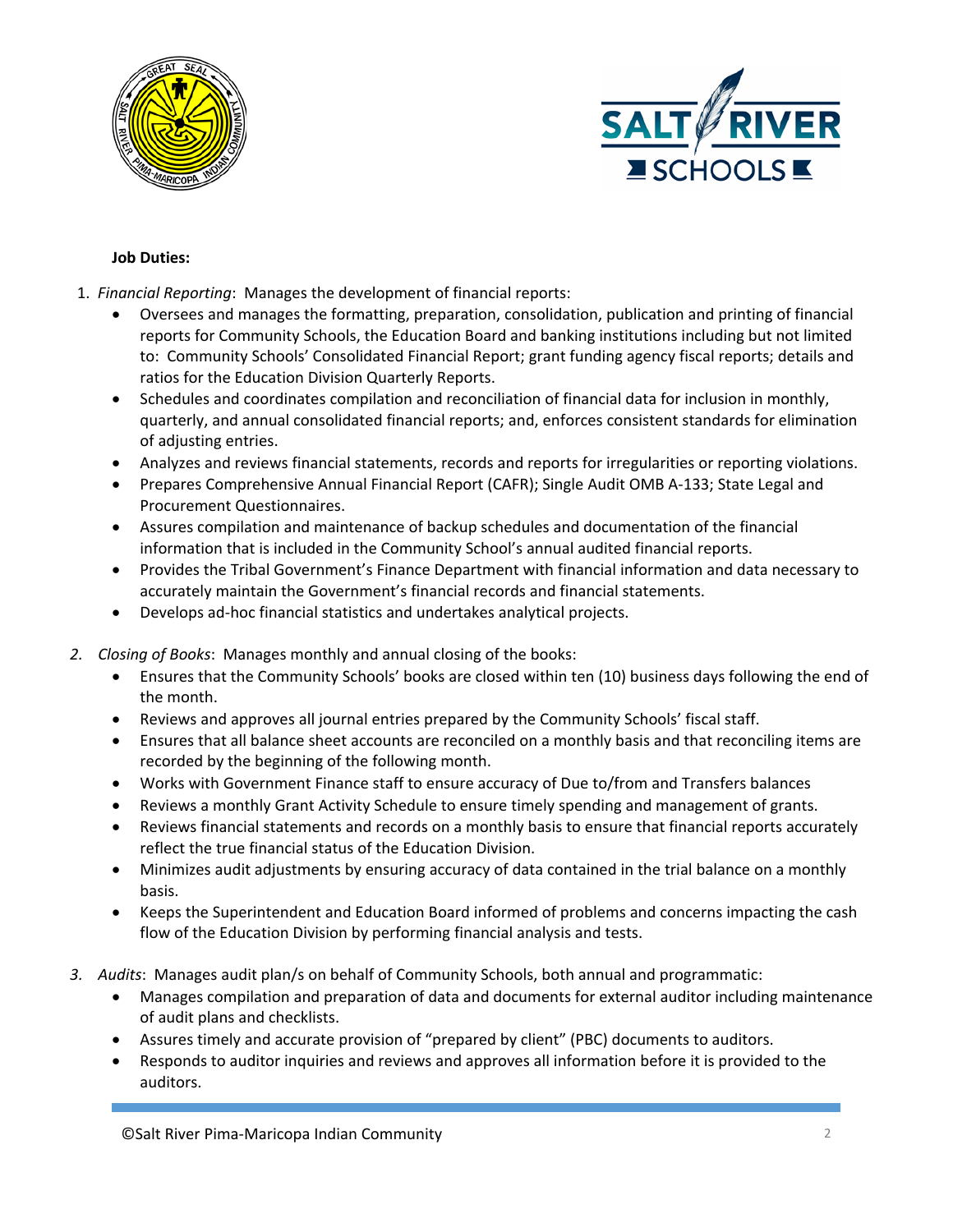**Job Duties:**

1. *Financial Reporting*: Manages the development of financial reports:
   - Oversees and manages the formatting, preparation, consolidation, publication and printing of financial reports for Community Schools, the Education Board and banking institutions including but not limited to: Community Schools' Consolidated Financial Report; grant funding agency fiscal reports; details and ratios for the Education Division Quarterly Reports.
   - Schedules and coordinates compilation and reconciliation of financial data for inclusion in monthly, quarterly, and annual consolidated financial reports; and, enforces consistent standards for elimination of adjusting entries.
   - Analyzes and reviews financial statements, records and reports for irregularities or reporting violations.
   - Prepares Comprehensive Annual Financial Report (CAFR); Single Audit OMB A-133; State Legal and Procurement Questionnaires.
   - Assures compilation and maintenance of backup schedules and documentation of the financial information that is included in the Community School's annual audited financial reports.
   - Provides the Tribal Government's Finance Department with financial information and data necessary to accurately maintain the Government's financial records and financial statements.
   - Develops ad-hoc financial statistics and undertakes analytical projects.

2. *Closing of Books*: Manages monthly and annual closing of the books:
   - Ensures that the Community Schools' books are closed within ten (10) business days following the end of the month.
   - Reviews and approves all journal entries prepared by the Community Schools' fiscal staff.
   - Ensures that all balance sheet accounts are reconciled on a monthly basis and that reconciling items are recorded by the beginning of the following month.
   - Works with Government Finance staff to ensure accuracy of Due to/from and Transfers balances
   - Reviews a monthly Grant Activity Schedule to ensure timely spending and management of grants.
   - Reviews financial statements and records on a monthly basis to ensure that financial reports accurately reflect the true financial status of the Education Division.
   - Minimizes audit adjustments by ensuring accuracy of data contained in the trial balance on a monthly basis.
   - Keeps the Superintendent and Education Board informed of problems and concerns impacting the cash flow of the Education Division by performing financial analysis and tests.

3. *Audits*: Manages audit plan/s on behalf of Community Schools, both annual and programmatic:
   - Manages compilation and preparation of data and documents for external auditor including maintenance of audit plans and checklists.
   - Assures timely and accurate provision of "prepared by client" (PBC) documents to auditors.
   - Responds to auditor inquiries and reviews and approves all information before it is provided to the auditors.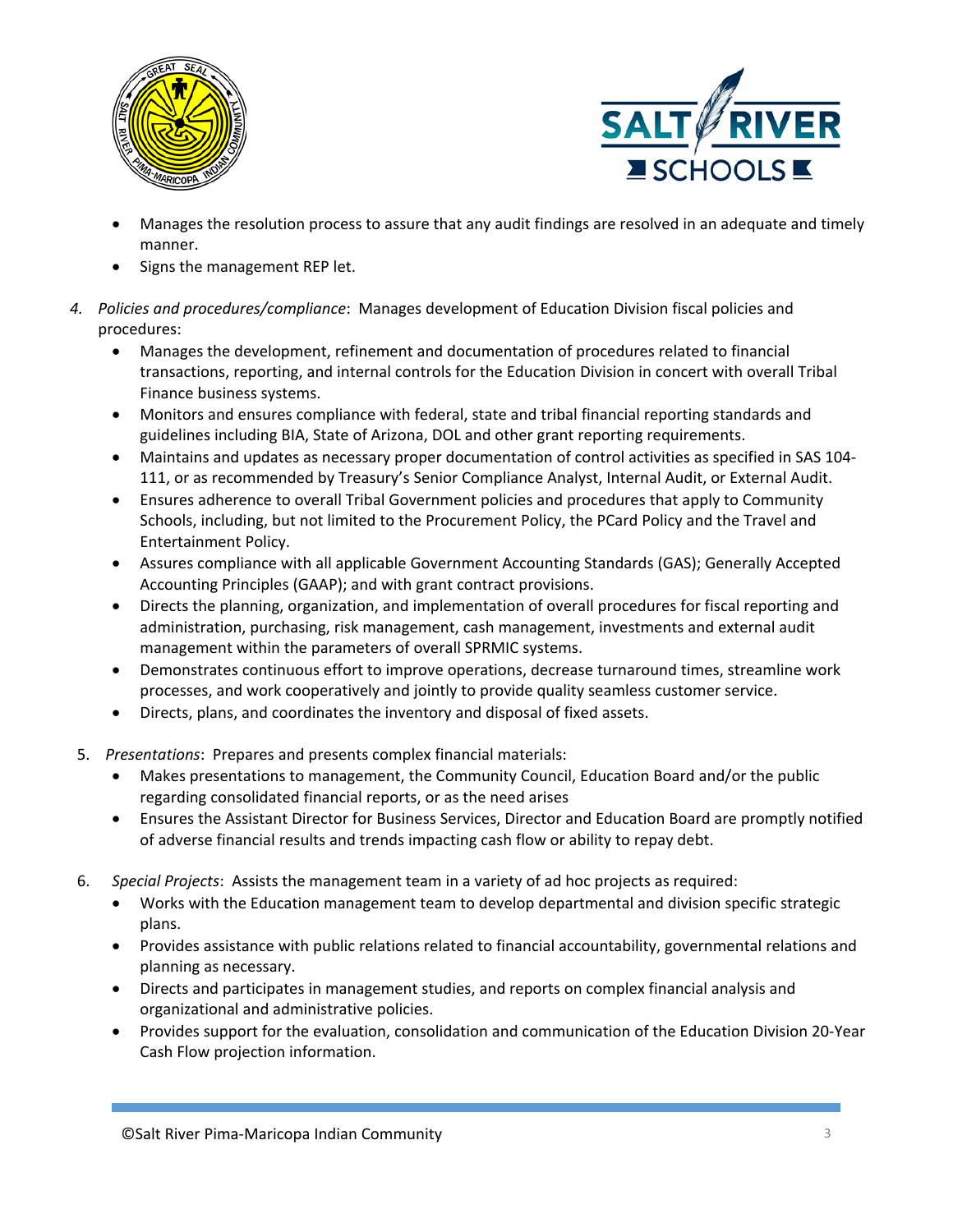- Manages the resolution process to assure that any audit findings are resolved in an adequate and timely manner.
- Signs the management REP let.

4. *Policies and procedures/compliance*: Manages development of Education Division fiscal policies and procedures:
   - Manages the development, refinement and documentation of procedures related to financial transactions, reporting, and internal controls for the Education Division in concert with overall Tribal Finance business systems.
   - Monitors and ensures compliance with federal, state and tribal financial reporting standards and guidelines including BIA, State of Arizona, DOL and other grant reporting requirements.
   - Maintains and updates as necessary proper documentation of control activities as specified in SAS 104-111, or as recommended by Treasury's Senior Compliance Analyst, Internal Audit, or External Audit.
   - Ensures adherence to overall Tribal Government policies and procedures that apply to Community Schools, including, but not limited to the Procurement Policy, the PCard Policy and the Travel and Entertainment Policy.
   - Assures compliance with all applicable Government Accounting Standards (GAS); Generally Accepted Accounting Principles (GAAP); and with grant contract provisions.
   - Directs the planning, organization, and implementation of overall procedures for fiscal reporting and administration, purchasing, risk management, cash management, investments and external audit management within the parameters of overall SPRMIC systems.
   - Demonstrates continuous effort to improve operations, decrease turnaround times, streamline work processes, and work cooperatively and jointly to provide quality seamless customer service.
   - Directs, plans, and coordinates the inventory and disposal of fixed assets.

5. *Presentations*: Prepares and presents complex financial materials:
   - Makes presentations to management, the Community Council, Education Board and/or the public regarding consolidated financial reports, or as the need arises
   - Ensures the Assistant Director for Business Services, Director and Education Board are promptly notified of adverse financial results and trends impacting cash flow or ability to repay debt.

6. *Special Projects*: Assists the management team in a variety of ad hoc projects as required:
   - Works with the Education management team to develop departmental and division specific strategic plans.
   - Provides assistance with public relations related to financial accountability, governmental relations and planning as necessary.
   - Directs and participates in management studies, and reports on complex financial analysis and organizational and administrative policies.
   - Provides support for the evaluation, consolidation and communication of the Education Division 20-Year Cash Flow projection information.

©Salt River Pima-Maricopa Indian Community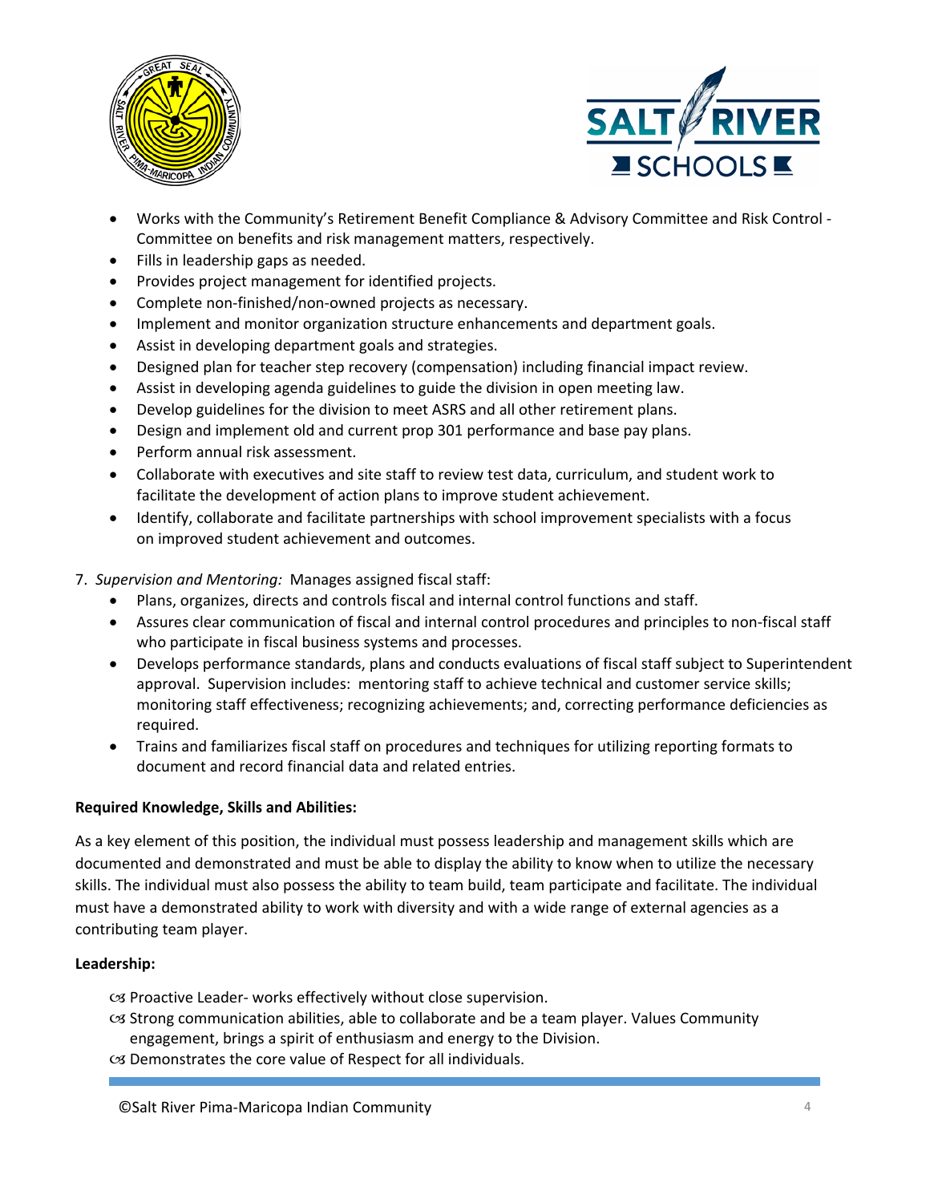- Works with the Community's Retirement Benefit Compliance & Advisory Committee and Risk Control - Committee on benefits and risk management matters, respectively.
- Fills in leadership gaps as needed.
- Provides project management for identified projects.
- Complete non-finished/non-owned projects as necessary.
- Implement and monitor organization structure enhancements and department goals.
- Assist in developing department goals and strategies.
- Designed plan for teacher step recovery (compensation) including financial impact review.
- Assist in developing agenda guidelines to guide the division in open meeting law.
- Develop guidelines for the division to meet ASRS and all other retirement plans.
- Design and implement old and current prop 301 performance and base pay plans.
- Perform annual risk assessment.
- Collaborate with executives and site staff to review test data, curriculum, and student work to facilitate the development of action plans to improve student achievement.
- Identify, collaborate and facilitate partnerships with school improvement specialists with a focus on improved student achievement and outcomes.

7. *Supervision and Mentoring:* Manages assigned fiscal staff:
    - Plans, organizes, directs and controls fiscal and internal control functions and staff.
    - Assures clear communication of fiscal and internal control procedures and principles to non-fiscal staff who participate in fiscal business systems and processes.
    - Develops performance standards, plans and conducts evaluations of fiscal staff subject to Superintendent approval. Supervision includes: mentoring staff to achieve technical and customer service skills; monitoring staff effectiveness; recognizing achievements; and, correcting performance deficiencies as required.
    - Trains and familiarizes fiscal staff on procedures and techniques for utilizing reporting formats to document and record financial data and related entries.

**Required Knowledge, Skills and Abilities:**

As a key element of this position, the individual must possess leadership and management skills which are documented and demonstrated and must be able to display the ability to know when to utilize the necessary skills. The individual must also possess the ability to team build, team participate and facilitate. The individual must have a demonstrated ability to work with diversity and with a wide range of external agencies as a contributing team player.

**Leadership:**

- Proactive Leader- works effectively without close supervision.
- Strong communication abilities, able to collaborate and be a team player. Values Community engagement, brings a spirit of enthusiasm and energy to the Division.
- Demonstrates the core value of Respect for all individuals.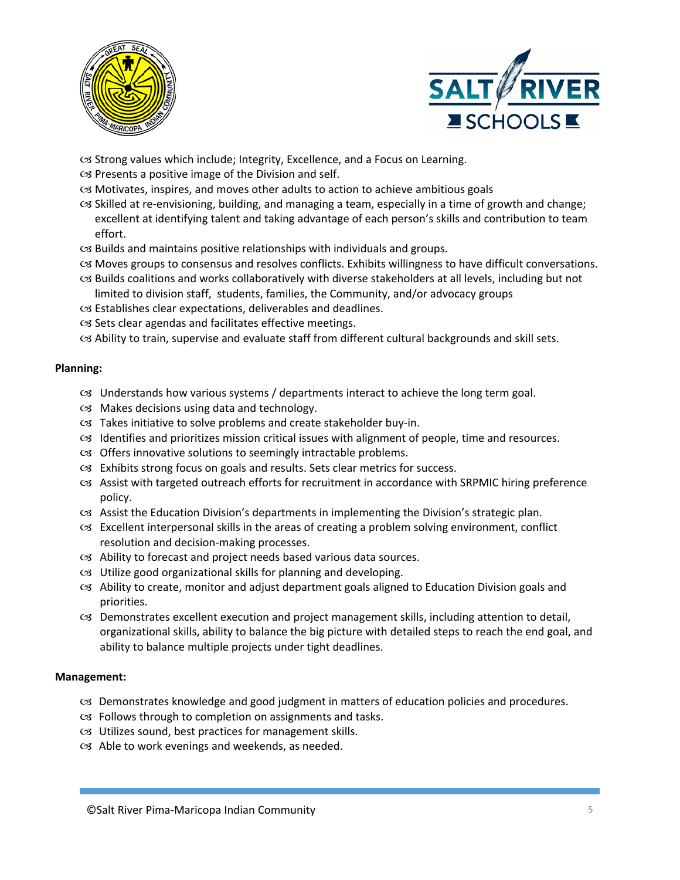- Strong values which include; Integrity, Excellence, and a Focus on Learning.
- Presents a positive image of the Division and self.
- Motivates, inspires, and moves other adults to action to achieve ambitious goals
- Skilled at re-envisioning, building, and managing a team, especially in a time of growth and change; excellent at identifying talent and taking advantage of each person's skills and contribution to team effort.
- Builds and maintains positive relationships with individuals and groups.
- Moves groups to consensus and resolves conflicts. Exhibits willingness to have difficult conversations.
- Builds coalitions and works collaboratively with diverse stakeholders at all levels, including but not limited to division staff, students, families, the Community, and/or advocacy groups
- Establishes clear expectations, deliverables and deadlines.
- Sets clear agendas and facilitates effective meetings.
- Ability to train, supervise and evaluate staff from different cultural backgrounds and skill sets.

**Planning:**

- Understands how various systems / departments interact to achieve the long term goal.
- Makes decisions using data and technology.
- Takes initiative to solve problems and create stakeholder buy-in.
- Identifies and prioritizes mission critical issues with alignment of people, time and resources.
- Offers innovative solutions to seemingly intractable problems.
- Exhibits strong focus on goals and results. Sets clear metrics for success.
- Assist with targeted outreach efforts for recruitment in accordance with SRPMIC hiring preference policy.
- Assist the Education Division's departments in implementing the Division's strategic plan.
- Excellent interpersonal skills in the areas of creating a problem solving environment, conflict resolution and decision-making processes.
- Ability to forecast and project needs based various data sources.
- Utilize good organizational skills for planning and developing.
- Ability to create, monitor and adjust department goals aligned to Education Division goals and priorities.
- Demonstrates excellent execution and project management skills, including attention to detail, organizational skills, ability to balance the big picture with detailed steps to reach the end goal, and ability to balance multiple projects under tight deadlines.

**Management:**

- Demonstrates knowledge and good judgment in matters of education policies and procedures.
- Follows through to completion on assignments and tasks.
- Utilizes sound, best practices for management skills.
- Able to work evenings and weekends, as needed.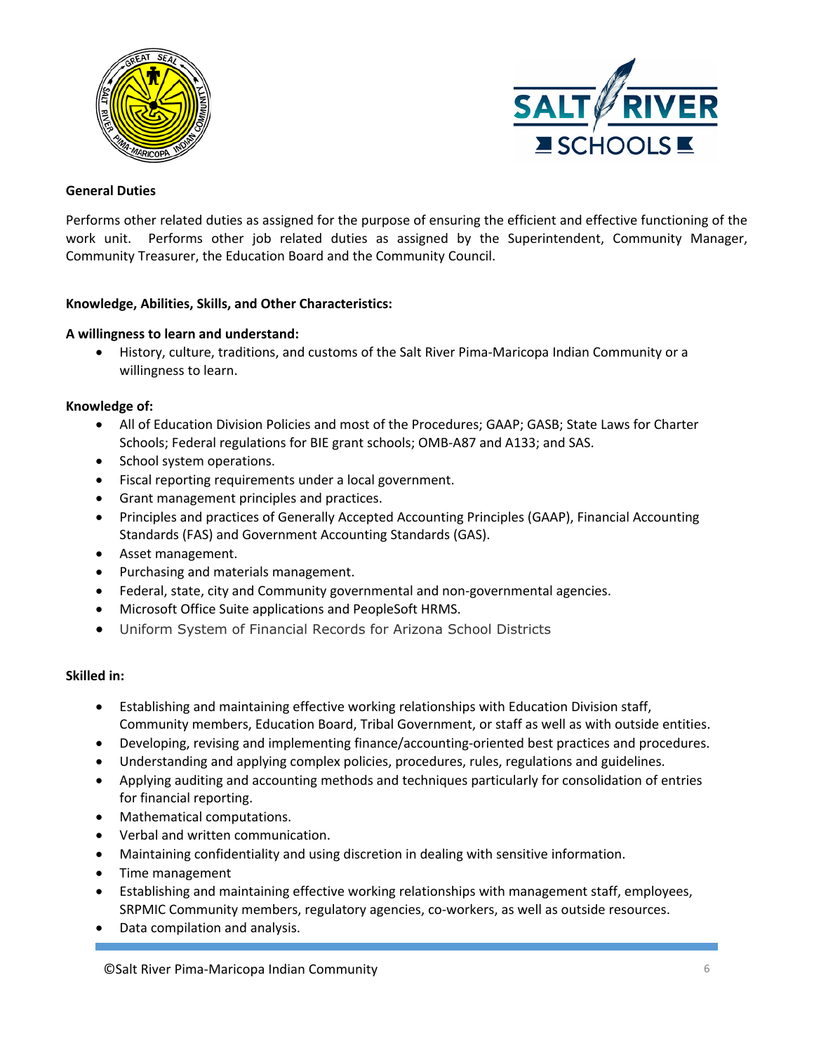**General Duties**

Performs other related duties as assigned for the purpose of ensuring the efficient and effective functioning of the work unit. Performs other job related duties as assigned by the Superintendent, Community Manager, Community Treasurer, the Education Board and the Community Council.

**Knowledge, Abilities, Skills, and Other Characteristics:**

**A willingness to learn and understand:**

- History, culture, traditions, and customs of the Salt River Pima-Maricopa Indian Community or a willingness to learn.

**Knowledge of:**

- All of Education Division Policies and most of the Procedures; GAAP; GASB; State Laws for Charter Schools; Federal regulations for BIE grant schools; OMB-A87 and A133; and SAS.
- School system operations.
- Fiscal reporting requirements under a local government.
- Grant management principles and practices.
- Principles and practices of Generally Accepted Accounting Principles (GAAP), Financial Accounting Standards (FAS) and Government Accounting Standards (GAS).
- Asset management.
- Purchasing and materials management.
- Federal, state, city and Community governmental and non-governmental agencies.
- Microsoft Office Suite applications and PeopleSoft HRMS.
- Uniform System of Financial Records for Arizona School Districts

**Skilled in:**

- Establishing and maintaining effective working relationships with Education Division staff, Community members, Education Board, Tribal Government, or staff as well as with outside entities.
- Developing, revising and implementing finance/accounting-oriented best practices and procedures.
- Understanding and applying complex policies, procedures, rules, regulations and guidelines.
- Applying auditing and accounting methods and techniques particularly for consolidation of entries for financial reporting.
- Mathematical computations.
- Verbal and written communication.
- Maintaining confidentiality and using discretion in dealing with sensitive information.
- Time management
- Establishing and maintaining effective working relationships with management staff, employees, SRPMIC Community members, regulatory agencies, co-workers, as well as outside resources.
- Data compilation and analysis.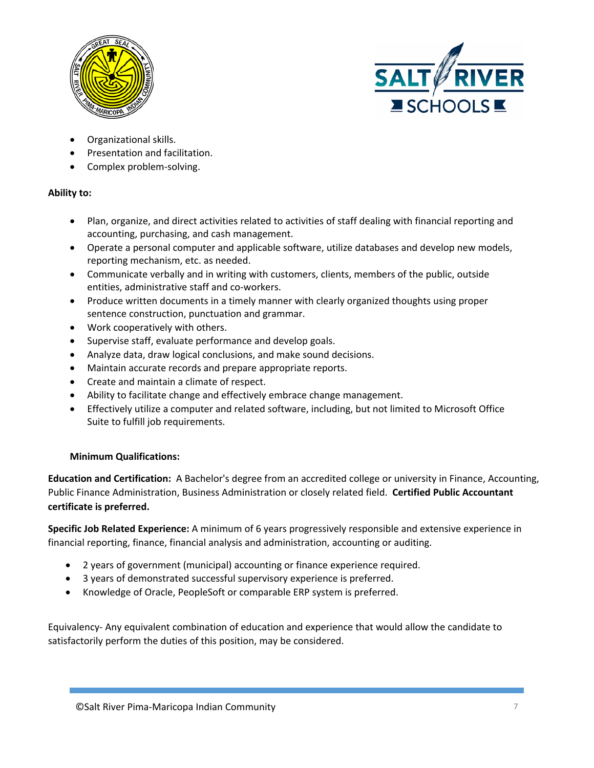- Organizational skills.
- Presentation and facilitation.
- Complex problem-solving.

**Ability to:**

- Plan, organize, and direct activities related to activities of staff dealing with financial reporting and accounting, purchasing, and cash management.
- Operate a personal computer and applicable software, utilize databases and develop new models, reporting mechanism, etc. as needed.
- Communicate verbally and in writing with customers, clients, members of the public, outside entities, administrative staff and co-workers.
- Produce written documents in a timely manner with clearly organized thoughts using proper sentence construction, punctuation and grammar.
- Work cooperatively with others.
- Supervise staff, evaluate performance and develop goals.
- Analyze data, draw logical conclusions, and make sound decisions.
- Maintain accurate records and prepare appropriate reports.
- Create and maintain a climate of respect.
- Ability to facilitate change and effectively embrace change management.
- Effectively utilize a computer and related software, including, but not limited to Microsoft Office Suite to fulfill job requirements.

**Minimum Qualifications:**

**Education and Certification:** A Bachelor's degree from an accredited college or university in Finance, Accounting, Public Finance Administration, Business Administration or closely related field. **Certified Public Accountant certificate is preferred.**

**Specific Job Related Experience:** A minimum of 6 years progressively responsible and extensive experience in financial reporting, finance, financial analysis and administration, accounting or auditing.

- 2 years of government (municipal) accounting or finance experience required.
- 3 years of demonstrated successful supervisory experience is preferred.
- Knowledge of Oracle, PeopleSoft or comparable ERP system is preferred.

Equivalency- Any equivalent combination of education and experience that would allow the candidate to satisfactorily perform the duties of this position, may be considered.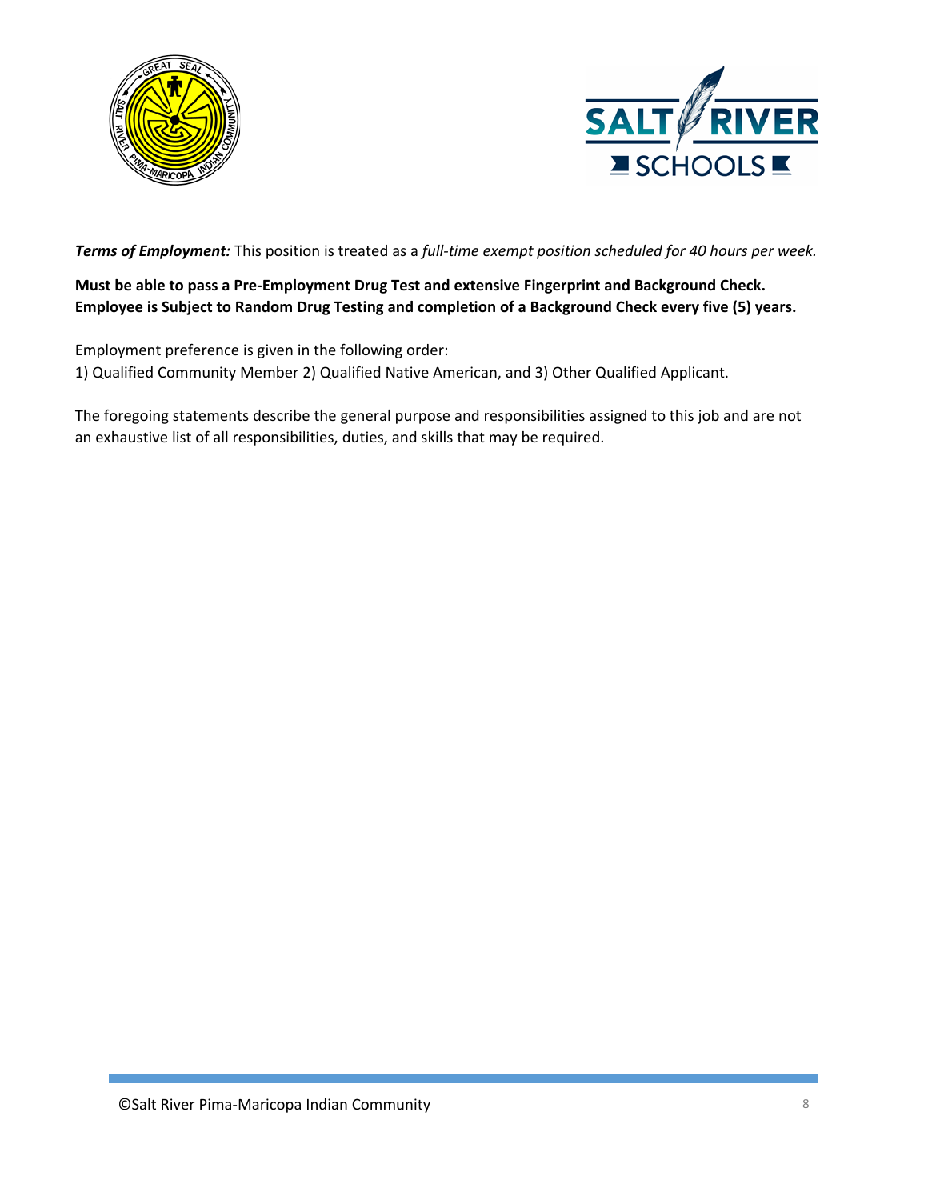***Terms of Employment:*** This position is treated as a *full-time exempt position scheduled for 40 hours per week.*

**Must be able to pass a Pre-Employment Drug Test and extensive Fingerprint and Background Check. Employee is Subject to Random Drug Testing and completion of a Background Check every five (5) years.**

Employment preference is given in the following order:
1) Qualified Community Member 2) Qualified Native American, and 3) Other Qualified Applicant.

The foregoing statements describe the general purpose and responsibilities assigned to this job and are not an exhaustive list of all responsibilities, duties, and skills that may be required.